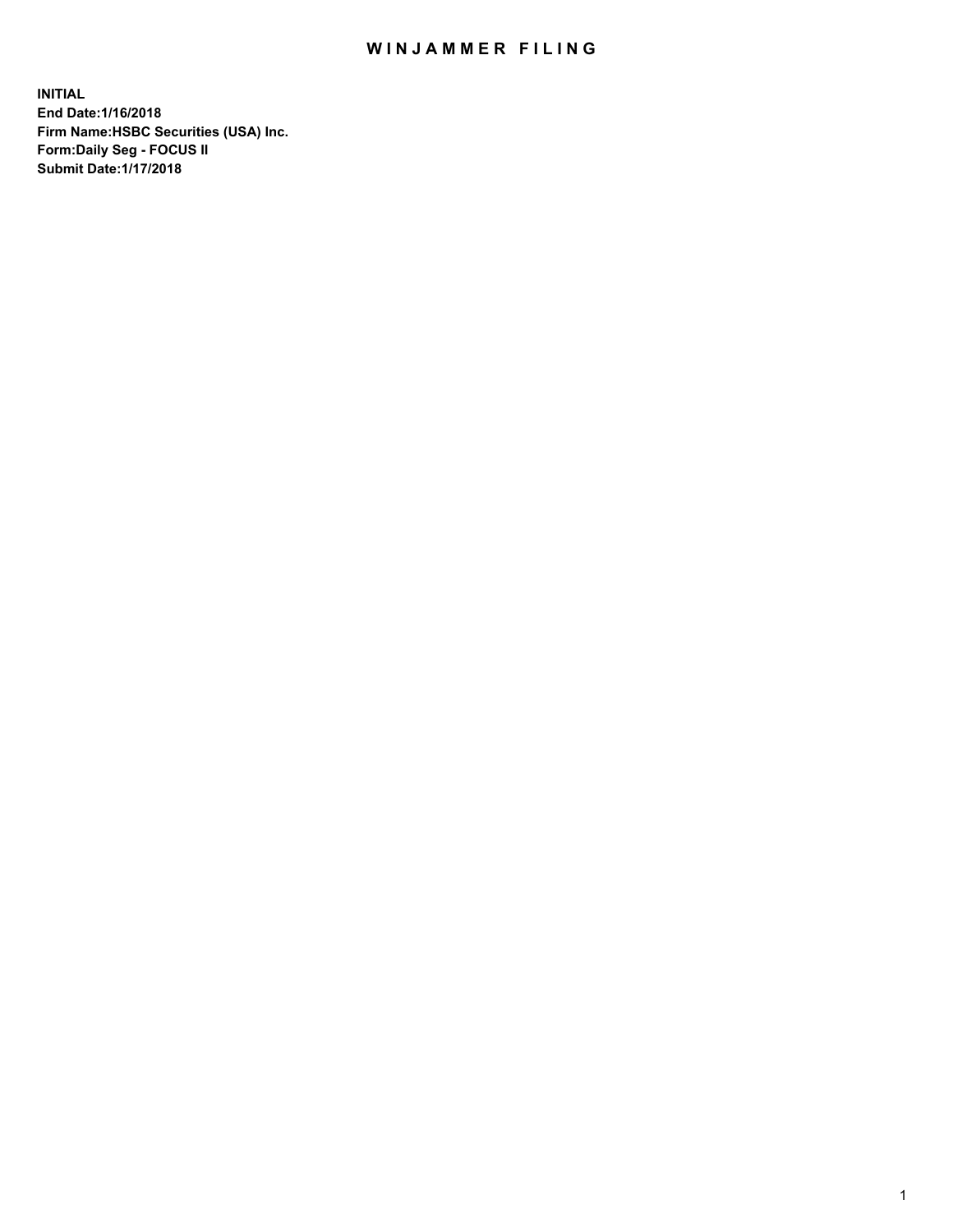# WINJAMMER FILING

**INITIAL**
**End Date:1/16/2018**
**Firm Name:HSBC Securities (USA) Inc.**
**Form:Daily Seg - FOCUS II**
**Submit Date:1/17/2018**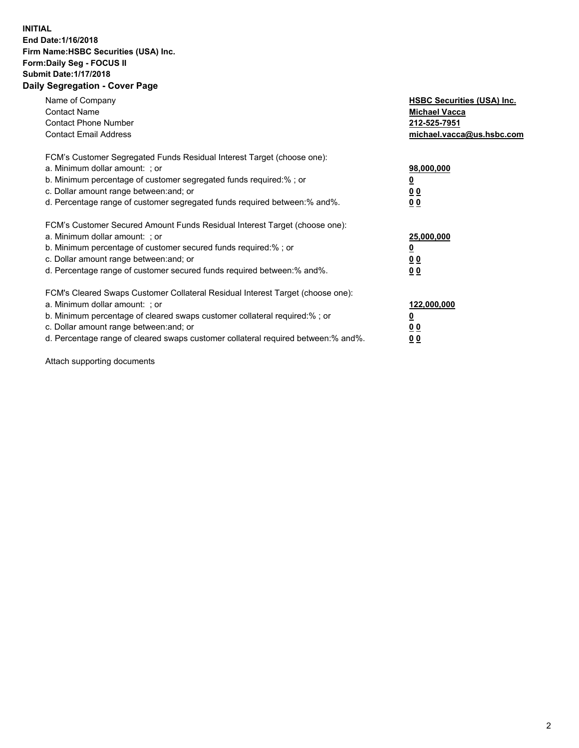**INITIAL**
**End Date:1/16/2018**
**Firm Name:HSBC Securities (USA) Inc.**
**Form:Daily Seg - FOCUS II**
**Submit Date:1/17/2018**

## Daily Segregation - Cover Page

| | |
|---|---|
| Name of Company | **HSBC Securities (USA) Inc.** |
| Contact Name | **Michael Vacca** |
| Contact Phone Number | **212-525-7951** |
| Contact Email Address | **michael.vacca@us.hsbc.com** |

| | |
|---|---|
| FCM's Customer Segregated Funds Residual Interest Target (choose one): | |
| a. Minimum dollar amount: ; or | **98,000,000** |
| b. Minimum percentage of customer segregated funds required:% ; or | **0** |
| c. Dollar amount range between:and; or | **0 0** |
| d. Percentage range of customer segregated funds required between:% and%. | **0 0** |
| FCM's Customer Secured Amount Funds Residual Interest Target (choose one): | |
| a. Minimum dollar amount: ; or | **25,000,000** |
| b. Minimum percentage of customer secured funds required:% ; or | **0** |
| c. Dollar amount range between:and; or | **0 0** |
| d. Percentage range of customer secured funds required between:% and%. | **0 0** |
| FCM's Cleared Swaps Customer Collateral Residual Interest Target (choose one): | |
| a. Minimum dollar amount: ; or | **122,000,000** |
| b. Minimum percentage of cleared swaps customer collateral required:% ; or | **0** |
| c. Dollar amount range between:and; or | **0 0** |
| d. Percentage range of cleared swaps customer collateral required between:% and%. | **0 0** |

Attach supporting documents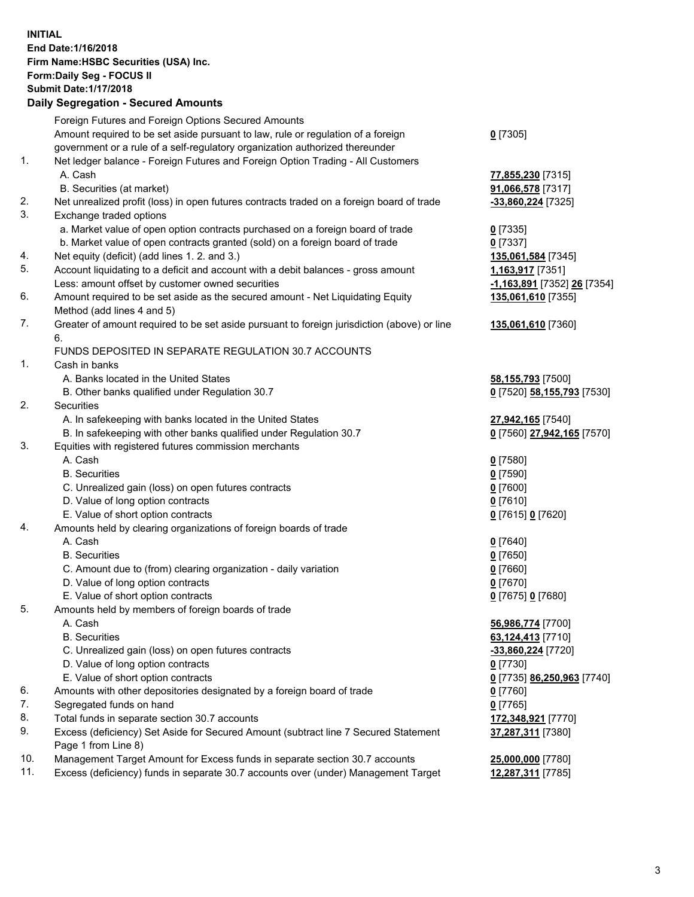**INITIAL**
**End Date:1/16/2018**
**Firm Name:HSBC Securities (USA) Inc.**
**Form:Daily Seg - FOCUS II**
**Submit Date:1/17/2018**

**Daily Segregation - Secured Amounts**

| | | |
|---|---|---|
| | Foreign Futures and Foreign Options Secured Amounts | |
| | Amount required to be set aside pursuant to law, rule or regulation of a foreign government or a rule of a self-regulatory organization authorized thereunder | **0** [7305] |
| 1. | Net ledger balance - Foreign Futures and Foreign Option Trading - All Customers | |
| | A. Cash | **77,855,230** [7315] |
| | B. Securities (at market) | **91,066,578** [7317] |
| 2. | Net unrealized profit (loss) in open futures contracts traded on a foreign board of trade | **-33,860,224** [7325] |
| 3. | Exchange traded options | |
| | a. Market value of open option contracts purchased on a foreign board of trade | **0** [7335] |
| | b. Market value of open contracts granted (sold) on a foreign board of trade | **0** [7337] |
| 4. | Net equity (deficit) (add lines 1. 2. and 3.) | **135,061,584** [7345] |
| 5. | Account liquidating to a deficit and account with a debit balances - gross amount | **1,163,917** [7351] |
| | Less: amount offset by customer owned securities | **-1,163,891** [7352] **26** [7354] |
| 6. | Amount required to be set aside as the secured amount - Net Liquidating Equity Method (add lines 4 and 5) | **135,061,610** [7355] |
| 7. | Greater of amount required to be set aside pursuant to foreign jurisdiction (above) or line 6. | **135,061,610** [7360] |
| | FUNDS DEPOSITED IN SEPARATE REGULATION 30.7 ACCOUNTS | |
| 1. | Cash in banks | |
| | A. Banks located in the United States | **58,155,793** [7500] |
| | B. Other banks qualified under Regulation 30.7 | **0** [7520] **58,155,793** [7530] |
| 2. | Securities | |
| | A. In safekeeping with banks located in the United States | **27,942,165** [7540] |
| | B. In safekeeping with other banks qualified under Regulation 30.7 | **0** [7560] **27,942,165** [7570] |
| 3. | Equities with registered futures commission merchants | |
| | A. Cash | **0** [7580] |
| | B. Securities | **0** [7590] |
| | C. Unrealized gain (loss) on open futures contracts | **0** [7600] |
| | D. Value of long option contracts | **0** [7610] |
| | E. Value of short option contracts | **0** [7615] **0** [7620] |
| 4. | Amounts held by clearing organizations of foreign boards of trade | |
| | A. Cash | **0** [7640] |
| | B. Securities | **0** [7650] |
| | C. Amount due to (from) clearing organization - daily variation | **0** [7660] |
| | D. Value of long option contracts | **0** [7670] |
| | E. Value of short option contracts | **0** [7675] **0** [7680] |
| 5. | Amounts held by members of foreign boards of trade | |
| | A. Cash | **56,986,774** [7700] |
| | B. Securities | **63,124,413** [7710] |
| | C. Unrealized gain (loss) on open futures contracts | **-33,860,224** [7720] |
| | D. Value of long option contracts | **0** [7730] |
| | E. Value of short option contracts | **0** [7735] **86,250,963** [7740] |
| 6. | Amounts with other depositories designated by a foreign board of trade | **0** [7760] |
| 7. | Segregated funds on hand | **0** [7765] |
| 8. | Total funds in separate section 30.7 accounts | **172,348,921** [7770] |
| 9. | Excess (deficiency) Set Aside for Secured Amount (subtract line 7 Secured Statement Page 1 from Line 8) | **37,287,311** [7380] |
| 10. | Management Target Amount for Excess funds in separate section 30.7 accounts | **25,000,000** [7780] |
| 11. | Excess (deficiency) funds in separate 30.7 accounts over (under) Management Target | **12,287,311** [7785] |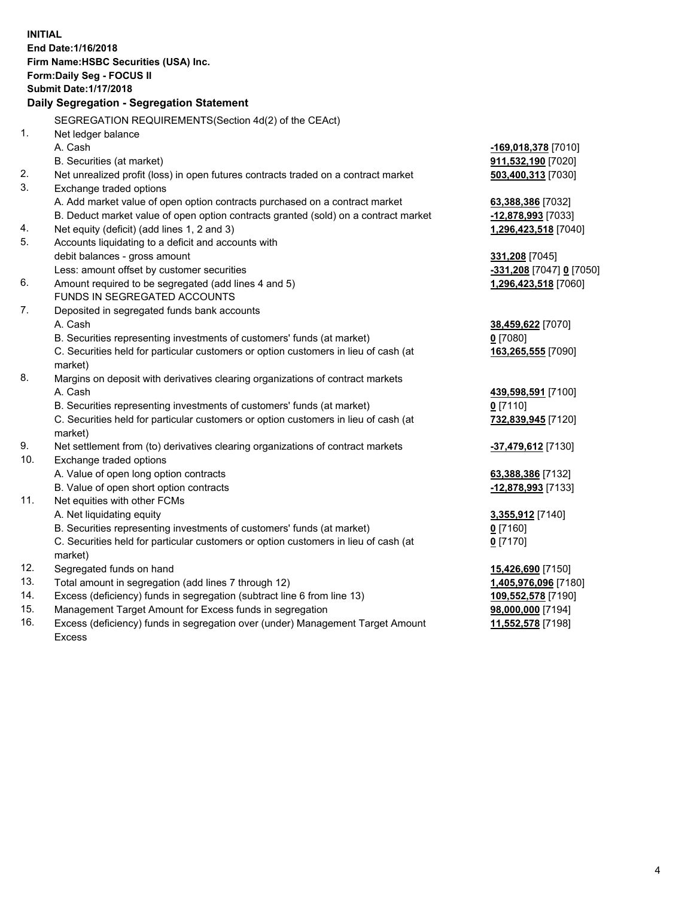**INITIAL**
**End Date:1/16/2018**
**Firm Name:HSBC Securities (USA) Inc.**
**Form:Daily Seg - FOCUS II**
**Submit Date:1/17/2018**

## Daily Segregation - Segregation Statement

| | | |
|---|---|---|
| | SEGREGATION REQUIREMENTS(Section 4d(2) of the CEAct) | |
| 1. | Net ledger balance | |
| | A. Cash | **-169,018,378** [7010] |
| | B. Securities (at market) | **911,532,190** [7020] |
| 2. | Net unrealized profit (loss) in open futures contracts traded on a contract market | **503,400,313** [7030] |
| 3. | Exchange traded options | |
| | A. Add market value of open option contracts purchased on a contract market | **63,388,386** [7032] |
| | B. Deduct market value of open option contracts granted (sold) on a contract market | **-12,878,993** [7033] |
| 4. | Net equity (deficit) (add lines 1, 2 and 3) | **1,296,423,518** [7040] |
| 5. | Accounts liquidating to a deficit and accounts with debit balances - gross amount | **331,208** [7045] |
| | Less: amount offset by customer securities | **-331,208** [7047] **0** [7050] |
| 6. | Amount required to be segregated (add lines 4 and 5) | **1,296,423,518** [7060] |
| | FUNDS IN SEGREGATED ACCOUNTS | |
| 7. | Deposited in segregated funds bank accounts | |
| | A. Cash | **38,459,622** [7070] |
| | B. Securities representing investments of customers' funds (at market) | **0** [7080] |
| | C. Securities held for particular customers or option customers in lieu of cash (at market) | **163,265,555** [7090] |
| 8. | Margins on deposit with derivatives clearing organizations of contract markets | |
| | A. Cash | **439,598,591** [7100] |
| | B. Securities representing investments of customers' funds (at market) | **0** [7110] |
| | C. Securities held for particular customers or option customers in lieu of cash (at market) | **732,839,945** [7120] |
| 9. | Net settlement from (to) derivatives clearing organizations of contract markets | **-37,479,612** [7130] |
| 10. | Exchange traded options | |
| | A. Value of open long option contracts | **63,388,386** [7132] |
| | B. Value of open short option contracts | **-12,878,993** [7133] |
| 11. | Net equities with other FCMs | |
| | A. Net liquidating equity | **3,355,912** [7140] |
| | B. Securities representing investments of customers' funds (at market) | **0** [7160] |
| | C. Securities held for particular customers or option customers in lieu of cash (at market) | **0** [7170] |
| 12. | Segregated funds on hand | **15,426,690** [7150] |
| 13. | Total amount in segregation (add lines 7 through 12) | **1,405,976,096** [7180] |
| 14. | Excess (deficiency) funds in segregation (subtract line 6 from line 13) | **109,552,578** [7190] |
| 15. | Management Target Amount for Excess funds in segregation | **98,000,000** [7194] |
| 16. | Excess (deficiency) funds in segregation over (under) Management Target Amount Excess | **11,552,578** [7198] |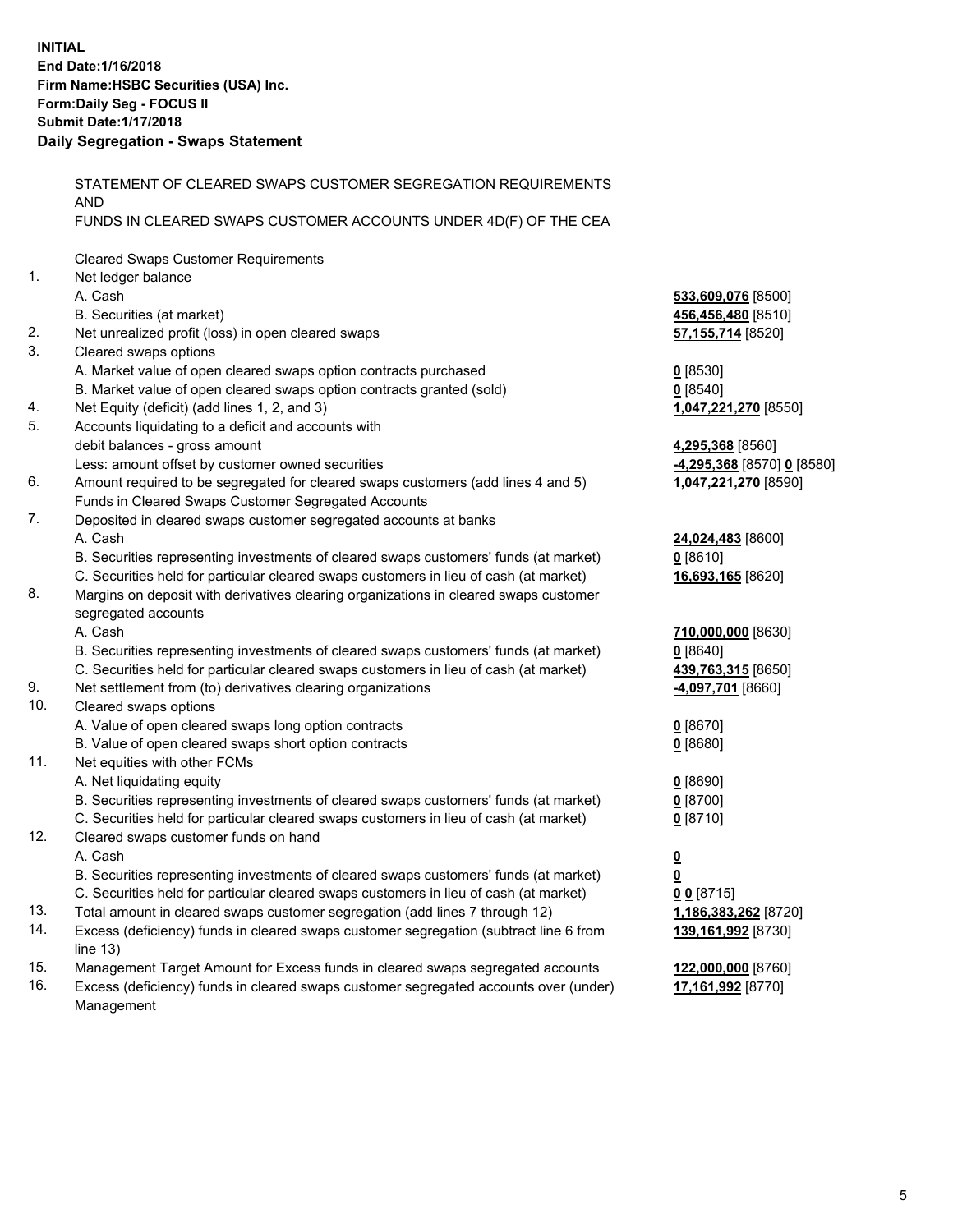**INITIAL**
**End Date:1/16/2018**
**Firm Name:HSBC Securities (USA) Inc.**
**Form:Daily Seg - FOCUS II**
**Submit Date:1/17/2018**
**Daily Segregation - Swaps Statement**

STATEMENT OF CLEARED SWAPS CUSTOMER SEGREGATION REQUIREMENTS AND FUNDS IN CLEARED SWAPS CUSTOMER ACCOUNTS UNDER 4D(F) OF THE CEA

| | | |
|---|---|---|
| | Cleared Swaps Customer Requirements | |
| 1. | Net ledger balance | |
| | A. Cash | **533,609,076** [8500] |
| | B. Securities (at market) | **456,456,480** [8510] |
| 2. | Net unrealized profit (loss) in open cleared swaps | **57,155,714** [8520] |
| 3. | Cleared swaps options | |
| | A. Market value of open cleared swaps option contracts purchased | **0** [8530] |
| | B. Market value of open cleared swaps option contracts granted (sold) | **0** [8540] |
| 4. | Net Equity (deficit) (add lines 1, 2, and 3) | **1,047,221,270** [8550] |
| 5. | Accounts liquidating to a deficit and accounts with debit balances - gross amount | **4,295,368** [8560] |
| | Less: amount offset by customer owned securities | **-4,295,368** [8570] **0** [8580] |
| 6. | Amount required to be segregated for cleared swaps customers (add lines 4 and 5) | **1,047,221,270** [8590] |
| | Funds in Cleared Swaps Customer Segregated Accounts | |
| 7. | Deposited in cleared swaps customer segregated accounts at banks | |
| | A. Cash | **24,024,483** [8600] |
| | B. Securities representing investments of cleared swaps customers' funds (at market) | **0** [8610] |
| | C. Securities held for particular cleared swaps customers in lieu of cash (at market) | **16,693,165** [8620] |
| 8. | Margins on deposit with derivatives clearing organizations in cleared swaps customer segregated accounts | |
| | A. Cash | **710,000,000** [8630] |
| | B. Securities representing investments of cleared swaps customers' funds (at market) | **0** [8640] |
| | C. Securities held for particular cleared swaps customers in lieu of cash (at market) | **439,763,315** [8650] |
| 9. | Net settlement from (to) derivatives clearing organizations | **-4,097,701** [8660] |
| 10. | Cleared swaps options | |
| | A. Value of open cleared swaps long option contracts | **0** [8670] |
| | B. Value of open cleared swaps short option contracts | **0** [8680] |
| 11. | Net equities with other FCMs | |
| | A. Net liquidating equity | **0** [8690] |
| | B. Securities representing investments of cleared swaps customers' funds (at market) | **0** [8700] |
| | C. Securities held for particular cleared swaps customers in lieu of cash (at market) | **0** [8710] |
| 12. | Cleared swaps customer funds on hand | |
| | A. Cash | **0** |
| | B. Securities representing investments of cleared swaps customers' funds (at market) | **0** |
| | C. Securities held for particular cleared swaps customers in lieu of cash (at market) | **0** **0** [8715] |
| 13. | Total amount in cleared swaps customer segregation (add lines 7 through 12) | **1,186,383,262** [8720] |
| 14. | Excess (deficiency) funds in cleared swaps customer segregation (subtract line 6 from line 13) | **139,161,992** [8730] |
| 15. | Management Target Amount for Excess funds in cleared swaps segregated accounts | **122,000,000** [8760] |
| 16. | Excess (deficiency) funds in cleared swaps customer segregated accounts over (under) Management | **17,161,992** [8770] |